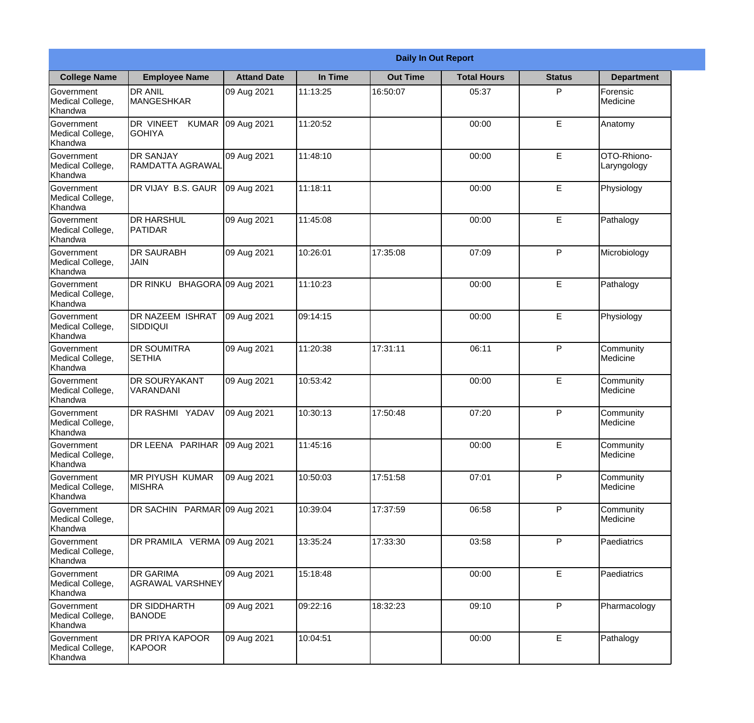| Daily In Out Report | | | | | | | |
|---|---|---|---|---|---|---|---|
| **College Name** | **Employee Name** | **Attand Date** | **In Time** | **Out Time** | **Total Hours** | **Status** | **Department** |
| Government Medical College, Khandwa | DR ANIL MANGESHKAR | 09 Aug 2021 | 11:13:25 | 16:50:07 | 05:37 | P | Forensic Medicine |
| Government Medical College, Khandwa | DR VINEET KUMAR GOHIYA | 09 Aug 2021 | 11:20:52 | | 00:00 | E | Anatomy |
| Government Medical College, Khandwa | DR SANJAY RAMDATTA AGRAWAL | 09 Aug 2021 | 11:48:10 | | 00:00 | E | OTO-Rhiono-Laryngology |
| Government Medical College, Khandwa | DR VIJAY B.S. GAUR | 09 Aug 2021 | 11:18:11 | | 00:00 | E | Physiology |
| Government Medical College, Khandwa | DR HARSHUL PATIDAR | 09 Aug 2021 | 11:45:08 | | 00:00 | E | Pathalogy |
| Government Medical College, Khandwa | DR SAURABH JAIN | 09 Aug 2021 | 10:26:01 | 17:35:08 | 07:09 | P | Microbiology |
| Government Medical College, Khandwa | DR RINKU BHAGORA | 09 Aug 2021 | 11:10:23 | | 00:00 | E | Pathalogy |
| Government Medical College, Khandwa | DR NAZEEM ISHRAT SIDDIQUI | 09 Aug 2021 | 09:14:15 | | 00:00 | E | Physiology |
| Government Medical College, Khandwa | DR SOUMITRA SETHIA | 09 Aug 2021 | 11:20:38 | 17:31:11 | 06:11 | P | Community Medicine |
| Government Medical College, Khandwa | DR SOURYAKANT VARANDANI | 09 Aug 2021 | 10:53:42 | | 00:00 | E | Community Medicine |
| Government Medical College, Khandwa | DR RASHMI YADAV | 09 Aug 2021 | 10:30:13 | 17:50:48 | 07:20 | P | Community Medicine |
| Government Medical College, Khandwa | DR LEENA PARIHAR | 09 Aug 2021 | 11:45:16 | | 00:00 | E | Community Medicine |
| Government Medical College, Khandwa | MR PIYUSH KUMAR MISHRA | 09 Aug 2021 | 10:50:03 | 17:51:58 | 07:01 | P | Community Medicine |
| Government Medical College, Khandwa | DR SACHIN PARMAR | 09 Aug 2021 | 10:39:04 | 17:37:59 | 06:58 | P | Community Medicine |
| Government Medical College, Khandwa | DR PRAMILA VERMA | 09 Aug 2021 | 13:35:24 | 17:33:30 | 03:58 | P | Paediatrics |
| Government Medical College, Khandwa | DR GARIMA AGRAWAL VARSHNEY | 09 Aug 2021 | 15:18:48 | | 00:00 | E | Paediatrics |
| Government Medical College, Khandwa | DR SIDDHARTH BANODE | 09 Aug 2021 | 09:22:16 | 18:32:23 | 09:10 | P | Pharmacology |
| Government Medical College, Khandwa | DR PRIYA KAPOOR KAPOOR | 09 Aug 2021 | 10:04:51 | | 00:00 | E | Pathalogy |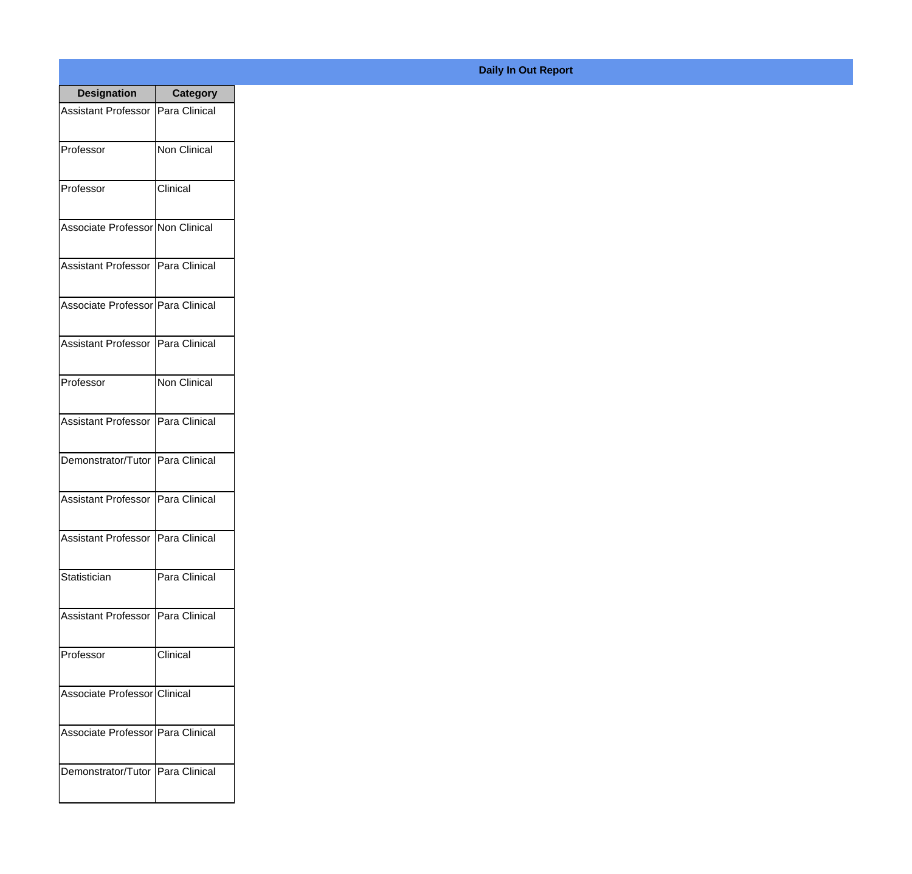**Daily In Out Report**

| Designation | Category |
| --- | --- |
| Assistant Professor | Para Clinical |
| Professor | Non Clinical |
| Professor | Clinical |
| Associate Professor | Non Clinical |
| Assistant Professor | Para Clinical |
| Associate Professor | Para Clinical |
| Assistant Professor | Para Clinical |
| Professor | Non Clinical |
| Assistant Professor | Para Clinical |
| Demonstrator/Tutor | Para Clinical |
| Assistant Professor | Para Clinical |
| Assistant Professor | Para Clinical |
| Statistician | Para Clinical |
| Assistant Professor | Para Clinical |
| Professor | Clinical |
| Associate Professor | Clinical |
| Associate Professor | Para Clinical |
| Demonstrator/Tutor | Para Clinical |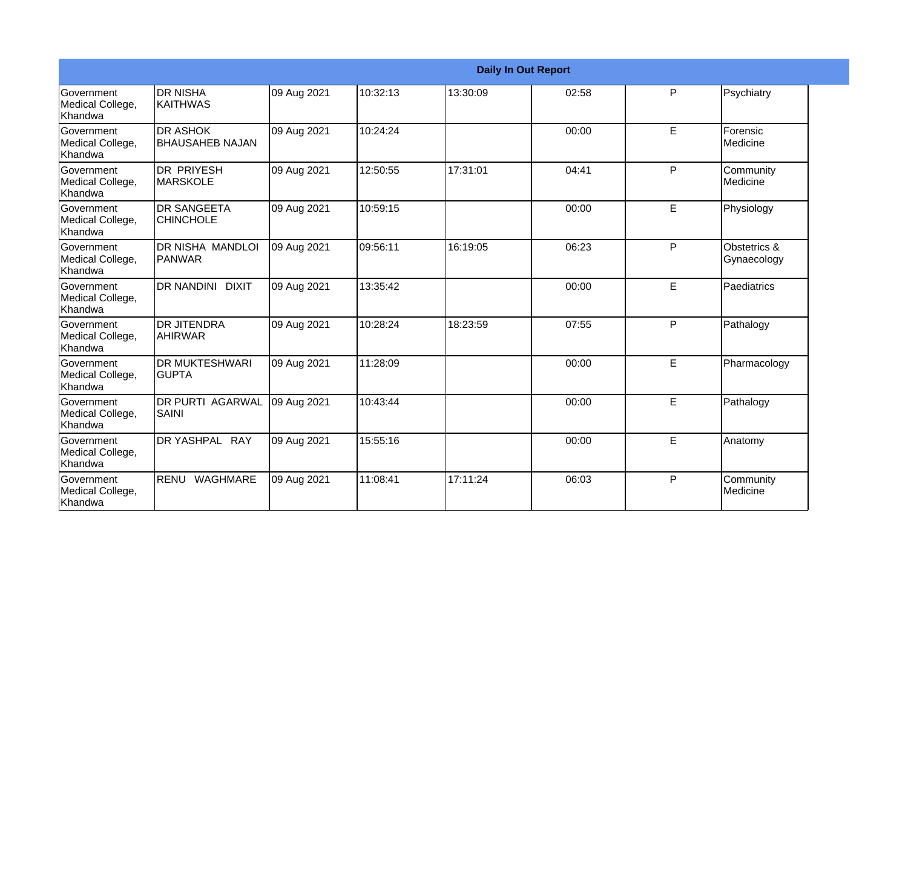| Daily In Out Report | | | | | | | |
|---|---|---|---|---|---|---|---|
| Government Medical College, Khandwa | DR NISHA KAITHWAS | 09 Aug 2021 | 10:32:13 | 13:30:09 | 02:58 | P | Psychiatry |
| Government Medical College, Khandwa | DR ASHOK BHAUSAHEB NAJAN | 09 Aug 2021 | 10:24:24 | | 00:00 | E | Forensic Medicine |
| Government Medical College, Khandwa | DR PRIYESH MARSKOLE | 09 Aug 2021 | 12:50:55 | 17:31:01 | 04:41 | P | Community Medicine |
| Government Medical College, Khandwa | DR SANGEETA CHINCHOLE | 09 Aug 2021 | 10:59:15 | | 00:00 | E | Physiology |
| Government Medical College, Khandwa | DR NISHA MANDLOI PANWAR | 09 Aug 2021 | 09:56:11 | 16:19:05 | 06:23 | P | Obstetrics & Gynaecology |
| Government Medical College, Khandwa | DR NANDINI DIXIT | 09 Aug 2021 | 13:35:42 | | 00:00 | E | Paediatrics |
| Government Medical College, Khandwa | DR JITENDRA AHIRWAR | 09 Aug 2021 | 10:28:24 | 18:23:59 | 07:55 | P | Pathalogy |
| Government Medical College, Khandwa | DR MUKTESHWARI GUPTA | 09 Aug 2021 | 11:28:09 | | 00:00 | E | Pharmacology |
| Government Medical College, Khandwa | DR PURTI AGARWAL SAINI | 09 Aug 2021 | 10:43:44 | | 00:00 | E | Pathalogy |
| Government Medical College, Khandwa | DR YASHPAL RAY | 09 Aug 2021 | 15:55:16 | | 00:00 | E | Anatomy |
| Government Medical College, Khandwa | RENU WAGHMARE | 09 Aug 2021 | 11:08:41 | 17:11:24 | 06:03 | P | Community Medicine |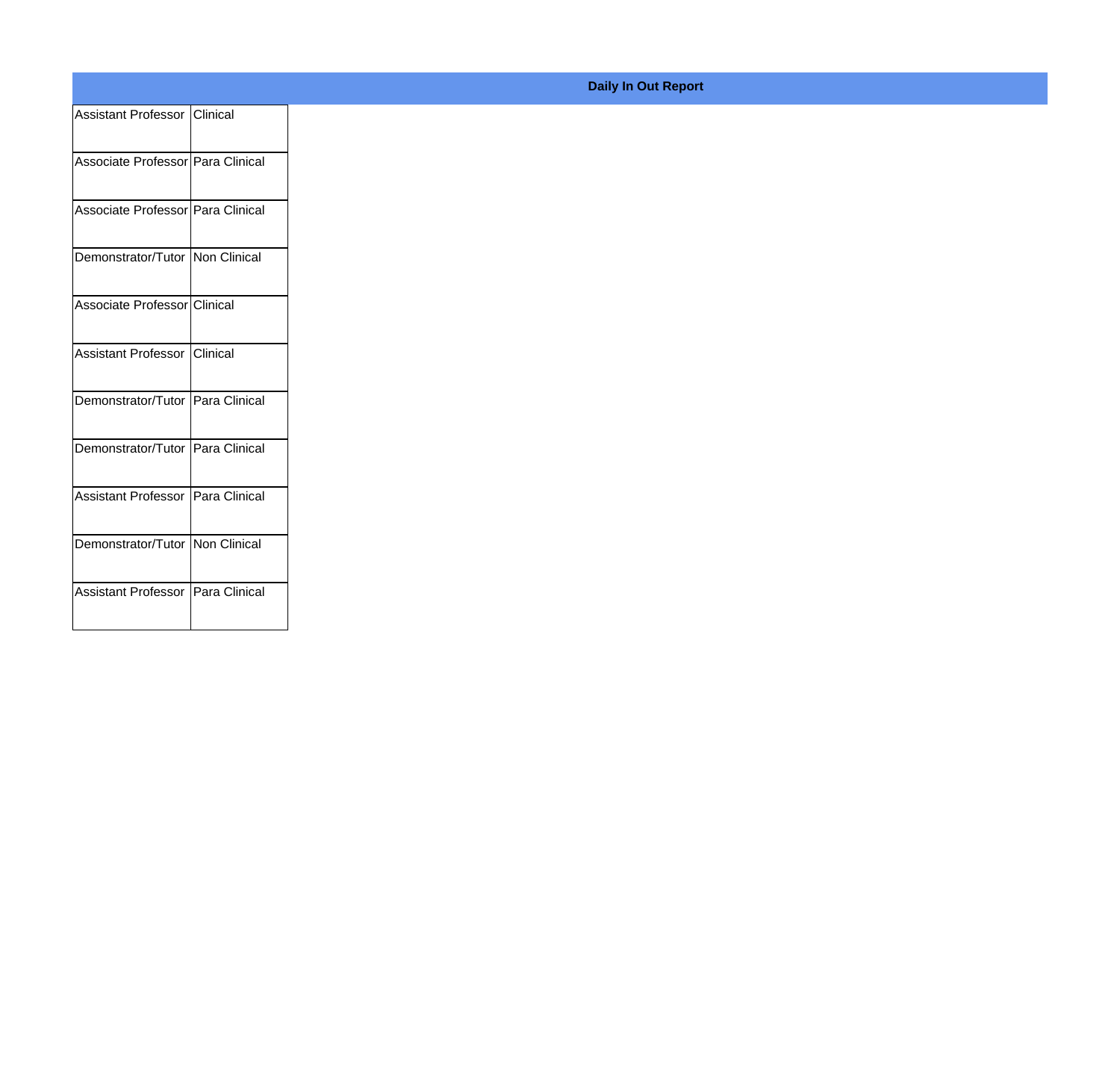**Daily In Out Report**

| | |
|---|---|
| Assistant Professor | Clinical |
| Associate Professor | Para Clinical |
| Associate Professor | Para Clinical |
| Demonstrator/Tutor | Non Clinical |
| Associate Professor | Clinical |
| Assistant Professor | Clinical |
| Demonstrator/Tutor | Para Clinical |
| Demonstrator/Tutor | Para Clinical |
| Assistant Professor | Para Clinical |
| Demonstrator/Tutor | Non Clinical |
| Assistant Professor | Para Clinical |